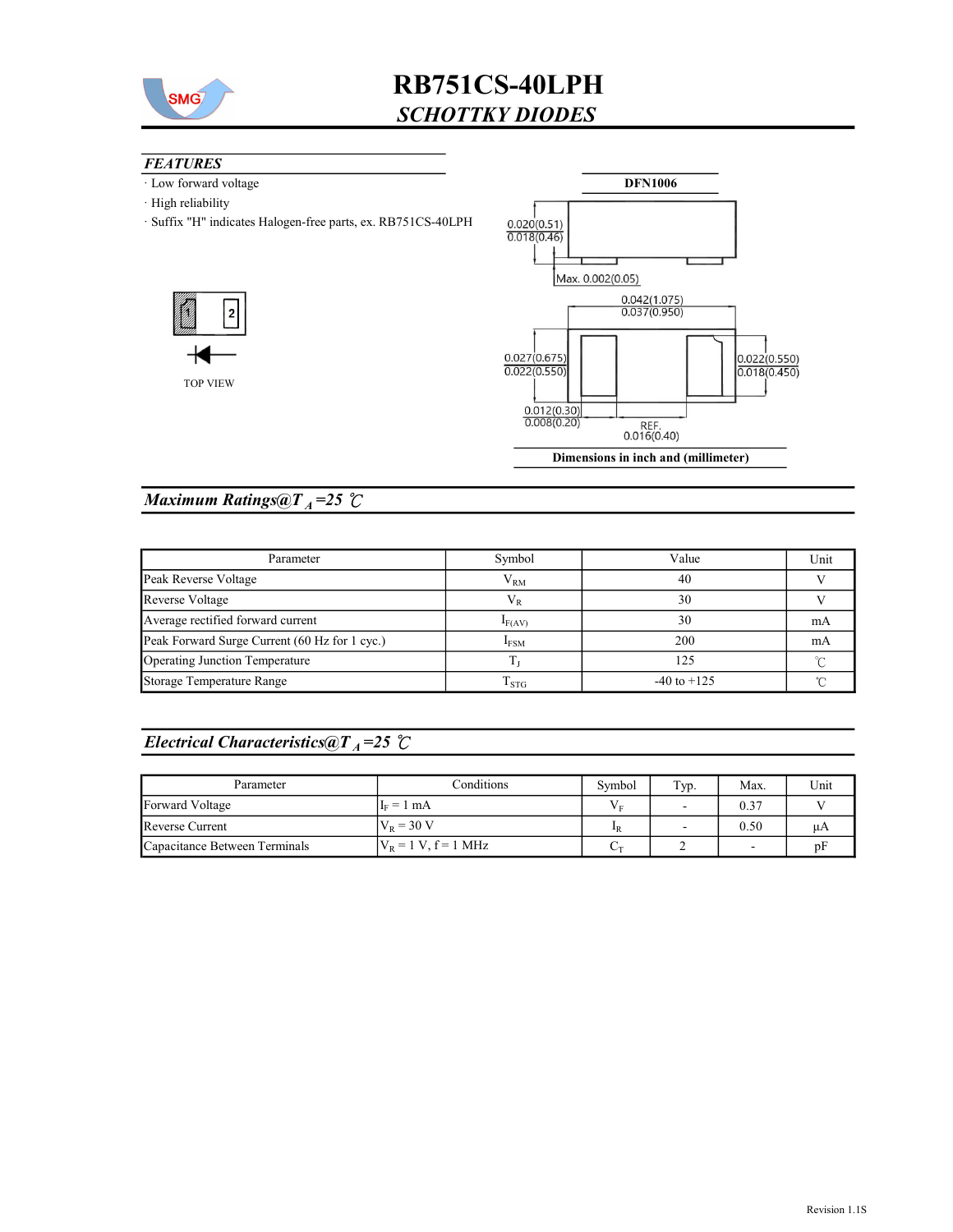# RB751CS-40LPH

## *SCHOTTKY DIODES*

### *FEATURES*

- Low forward voltage
- High reliability
- Suffix "H" indicates Halogen-free parts, ex. RB751CS-40LPH

**DFN1006**

0.020(0.51)
0.018(0.46)

Max. 0.002(0.05)

0.042(1.075)
0.037(0.950)

0.027(0.675)
0.022(0.550)

0.022(0.550)
0.018(0.450)

0.012(0.30)
0.008(0.20)

REF.
0.016(0.40)

**Dimensions in inch and (millimeter)**

1 2

TOP VIEW

## *Maximum Ratings@T$_A$=25 ℃*

| Parameter | Symbol | Value | Unit |
|---|---|---|---|
| Peak Reverse Voltage | $V_{RM}$ | 40 | V |
| Reverse Voltage | $V_R$ | 30 | V |
| Average rectified forward current | $I_{F(AV)}$ | 30 | mA |
| Peak Forward Surge Current (60 Hz for 1 cyc.) | $I_{FSM}$ | 200 | mA |
| Operating Junction Temperature | $T_J$ | 125 | ℃ |
| Storage Temperature Range | $T_{STG}$ | -40 to +125 | ℃ |

## *Electrical Characteristics@T$_A$=25 ℃*

| Parameter | Conditions | Symbol | Typ. | Max. | Unit |
|---|---|---|---|---|---|
| Forward Voltage | $I_F$ = 1 mA | $V_F$ | - | 0.37 | V |
| Reverse Current | $V_R$ = 30 V | $I_R$ | - | 0.50 | μA |
| Capacitance Between Terminals | $V_R$ = 1 V, f = 1 MHz | $C_T$ | 2 | - | pF |

Revision 1.1S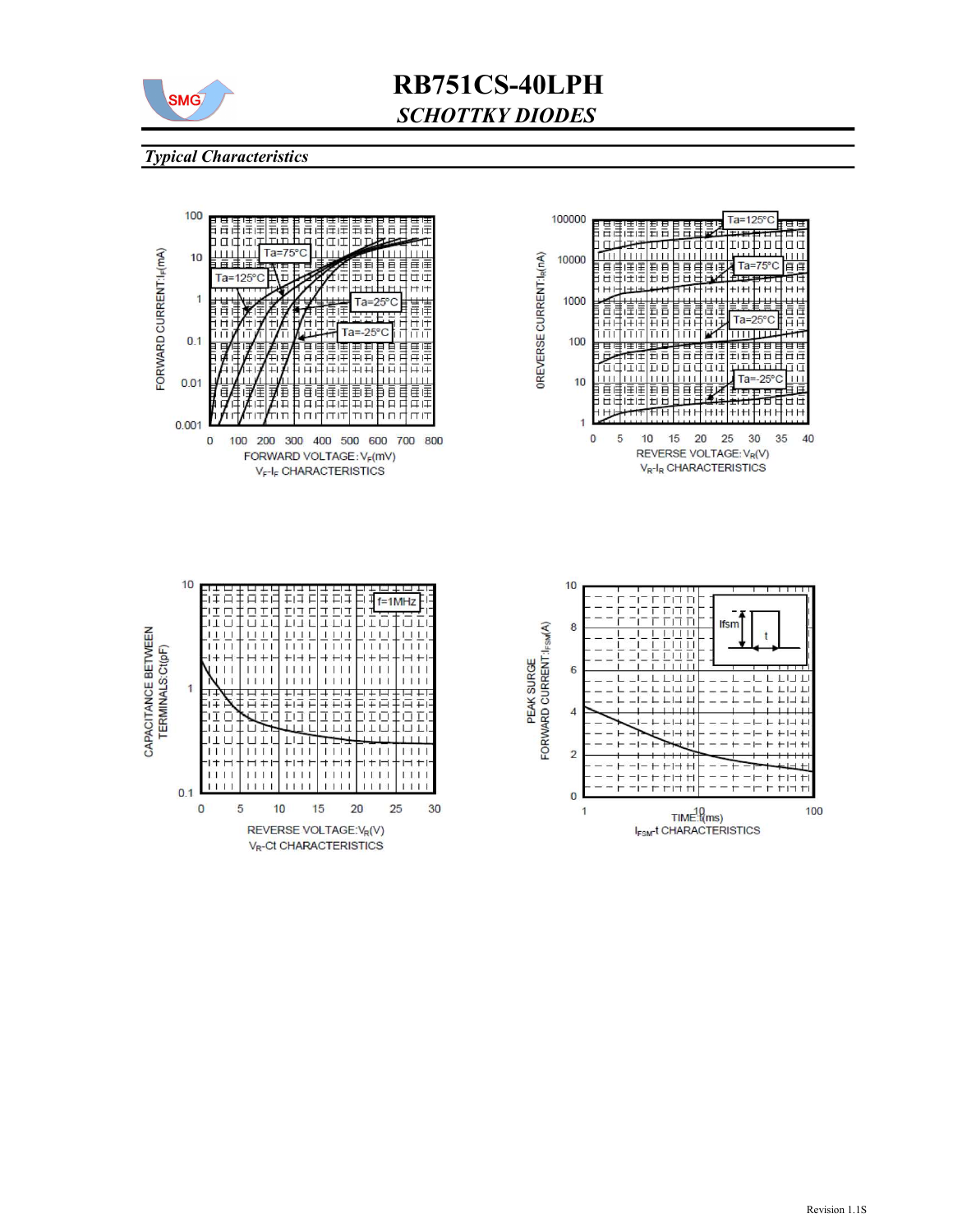# RB751CS-40LPH

## *SCHOTTKY DIODES*

### *Typical Characteristics*

FORWARD CURRENT: $I_F$(mA)

FORWARD VOLTAGE: $V_F$(mV)

$V_F$-$I_F$ CHARACTERISTICS

REVERSE CURRENT: $I_R$(nA)

REVERSE VOLTAGE: $V_R$(V)

$V_R$-$I_R$ CHARACTERISTICS

CAPACITANCE BETWEEN TERMINALS: Ct(pF)

REVERSE VOLTAGE: $V_R$(V)

$V_R$-Ct CHARACTERISTICS

PEAK SURGE FORWARD CURRENT: $I_{FSM}$(A)

TIME: t(ms)

$I_{FSM}$-t CHARACTERISTICS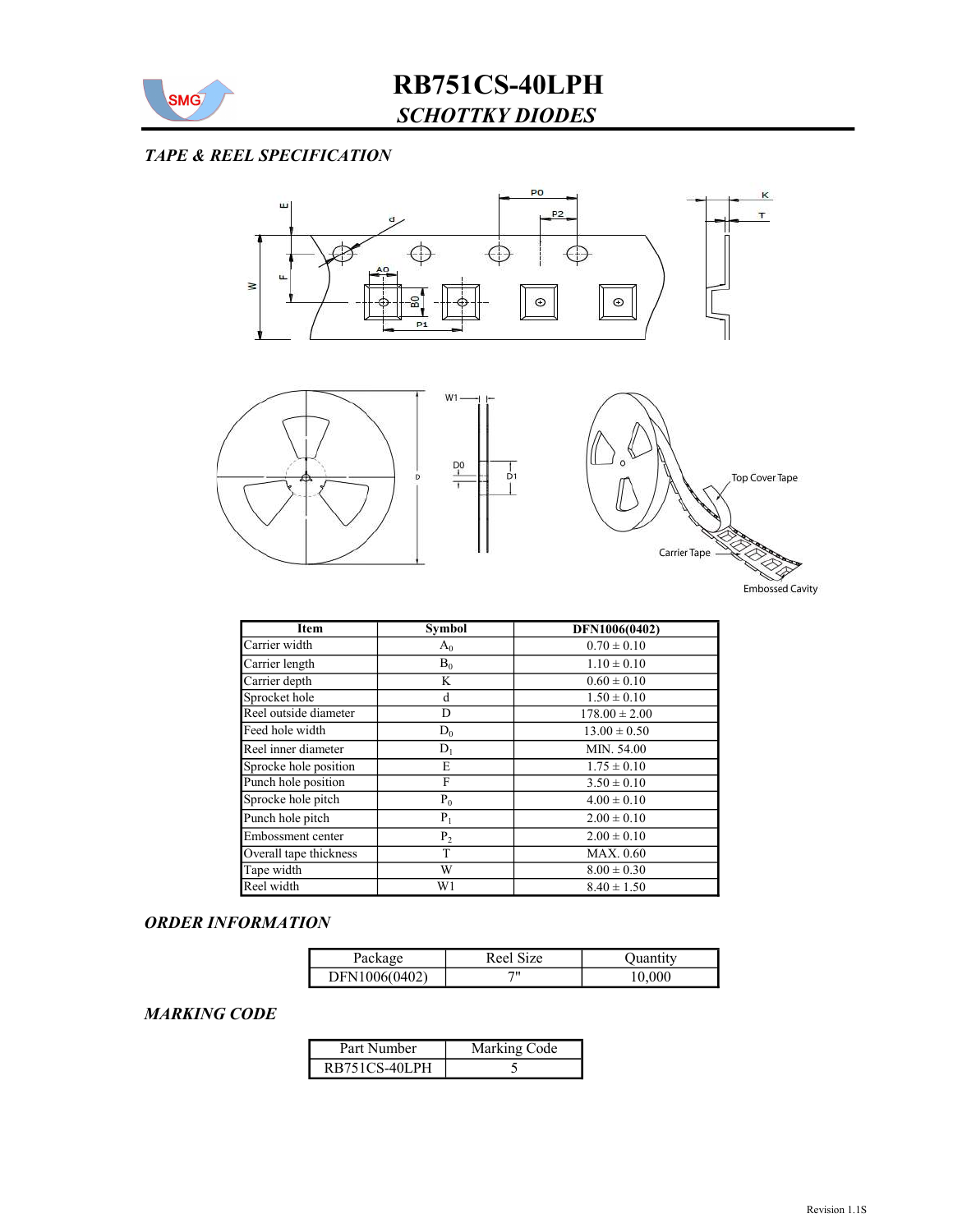# RB751CS-40LPH

## *SCHOTTKY DIODES*

### *TAPE & REEL SPECIFICATION*

| Item | Symbol | DFN1006(0402) |
|---|---|---|
| Carrier width | $A_0$ | 0.70 ± 0.10 |
| Carrier length | $B_0$ | 1.10 ± 0.10 |
| Carrier depth | K | 0.60 ± 0.10 |
| Sprocket hole | d | 1.50 ± 0.10 |
| Reel outside diameter | D | 178.00 ± 2.00 |
| Feed hole width | $D_0$ | 13.00 ± 0.50 |
| Reel inner diameter | $D_1$ | MIN. 54.00 |
| Sprocke hole position | E | 1.75 ± 0.10 |
| Punch hole position | F | 3.50 ± 0.10 |
| Sprocke hole pitch | $P_0$ | 4.00 ± 0.10 |
| Punch hole pitch | $P_1$ | 2.00 ± 0.10 |
| Embossment center | $P_2$ | 2.00 ± 0.10 |
| Overall tape thickness | T | MAX. 0.60 |
| Tape width | W | 8.00 ± 0.30 |
| Reel width | W1 | 8.40 ± 1.50 |

### *ORDER INFORMATION*

| Package | Reel Size | Quantity |
|---|---|---|
| DFN1006(0402) | 7" | 10,000 |

### *MARKING CODE*

| Part Number | Marking Code |
|---|---|
| RB751CS-40LPH | 5 |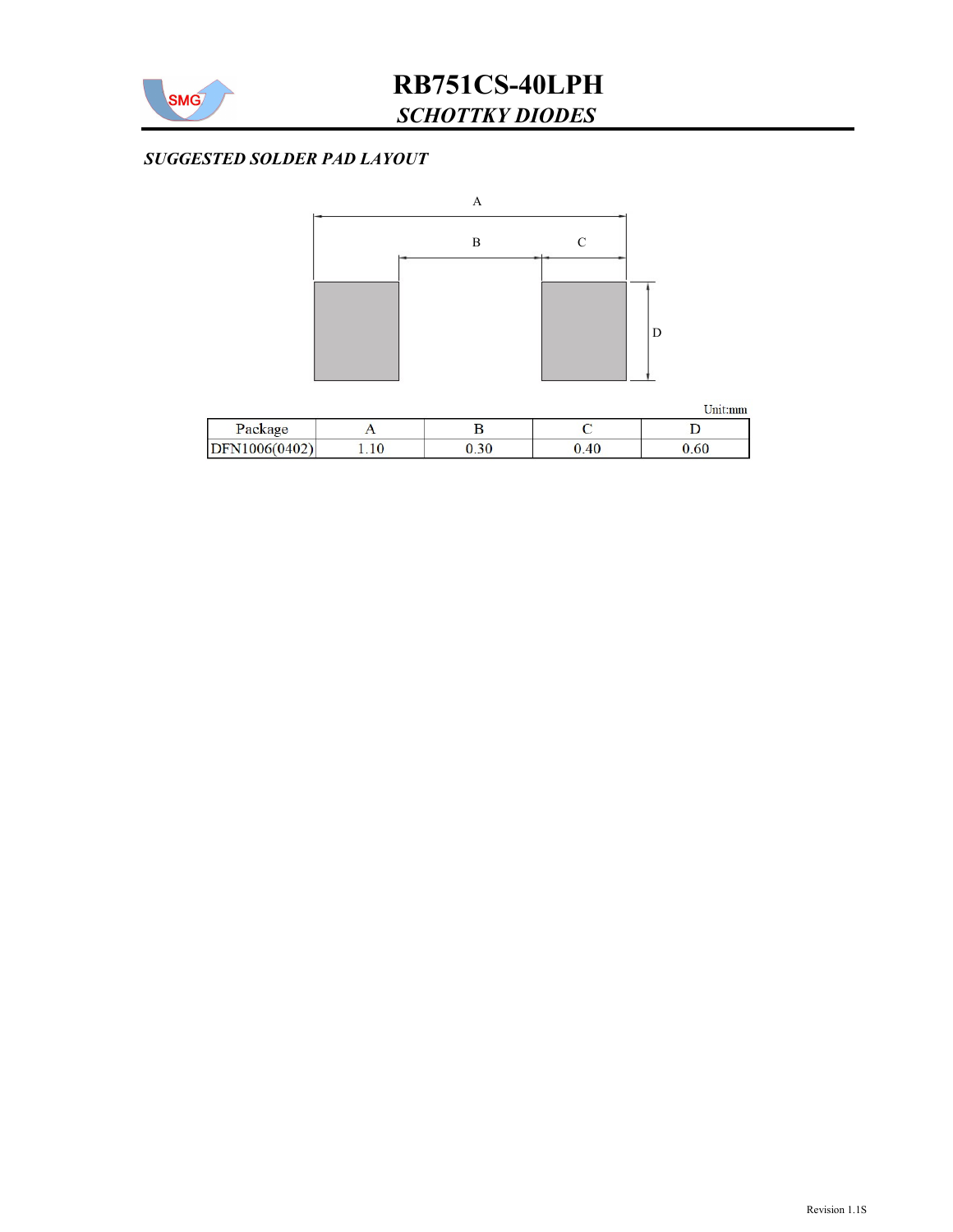# RB751CS-40LPH

## *SCHOTTKY DIODES*

### *SUGGESTED SOLDER PAD LAYOUT*

A

B

C

D

Unit:mm

| Package | A | B | C | D |
| --- | --- | --- | --- | --- |
| DFN1006(0402) | 1.10 | 0.30 | 0.40 | 0.60 |

Revision 1.1S